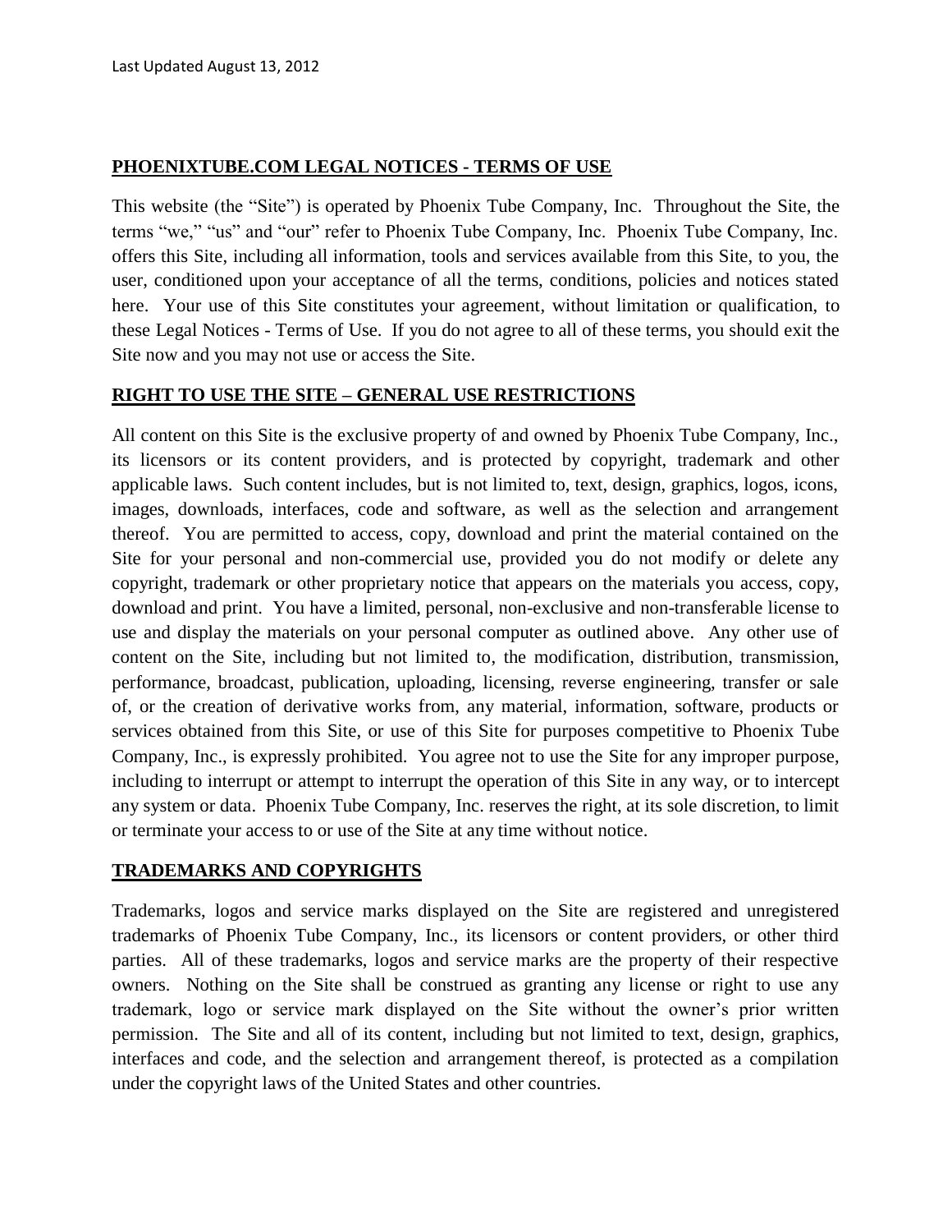Last Updated August 13, 2012

## PHOENIXTUBE.COM LEGAL NOTICES - TERMS OF USE

This website (the "Site") is operated by Phoenix Tube Company, Inc. Throughout the Site, the terms "we," "us" and "our" refer to Phoenix Tube Company, Inc. Phoenix Tube Company, Inc. offers this Site, including all information, tools and services available from this Site, to you, the user, conditioned upon your acceptance of all the terms, conditions, policies and notices stated here. Your use of this Site constitutes your agreement, without limitation or qualification, to these Legal Notices - Terms of Use. If you do not agree to all of these terms, you should exit the Site now and you may not use or access the Site.

## RIGHT TO USE THE SITE – GENERAL USE RESTRICTIONS

All content on this Site is the exclusive property of and owned by Phoenix Tube Company, Inc., its licensors or its content providers, and is protected by copyright, trademark and other applicable laws. Such content includes, but is not limited to, text, design, graphics, logos, icons, images, downloads, interfaces, code and software, as well as the selection and arrangement thereof. You are permitted to access, copy, download and print the material contained on the Site for your personal and non-commercial use, provided you do not modify or delete any copyright, trademark or other proprietary notice that appears on the materials you access, copy, download and print. You have a limited, personal, non-exclusive and non-transferable license to use and display the materials on your personal computer as outlined above. Any other use of content on the Site, including but not limited to, the modification, distribution, transmission, performance, broadcast, publication, uploading, licensing, reverse engineering, transfer or sale of, or the creation of derivative works from, any material, information, software, products or services obtained from this Site, or use of this Site for purposes competitive to Phoenix Tube Company, Inc., is expressly prohibited. You agree not to use the Site for any improper purpose, including to interrupt or attempt to interrupt the operation of this Site in any way, or to intercept any system or data. Phoenix Tube Company, Inc. reserves the right, at its sole discretion, to limit or terminate your access to or use of the Site at any time without notice.

## TRADEMARKS AND COPYRIGHTS

Trademarks, logos and service marks displayed on the Site are registered and unregistered trademarks of Phoenix Tube Company, Inc., its licensors or content providers, or other third parties. All of these trademarks, logos and service marks are the property of their respective owners. Nothing on the Site shall be construed as granting any license or right to use any trademark, logo or service mark displayed on the Site without the owner's prior written permission. The Site and all of its content, including but not limited to text, design, graphics, interfaces and code, and the selection and arrangement thereof, is protected as a compilation under the copyright laws of the United States and other countries.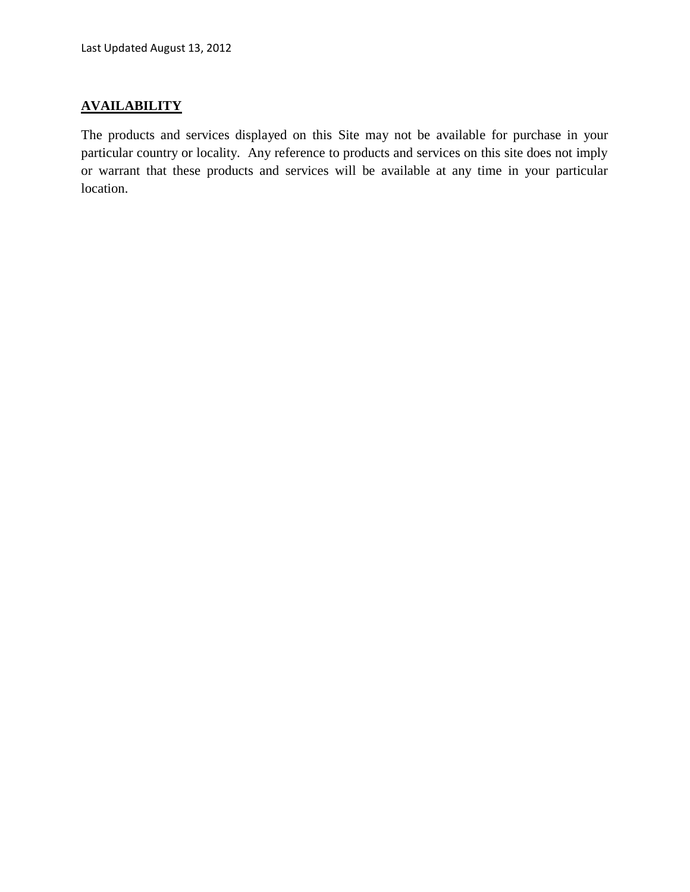## AVAILABILITY

The products and services displayed on this Site may not be available for purchase in your particular country or locality. Any reference to products and services on this site does not imply or warrant that these products and services will be available at any time in your particular location.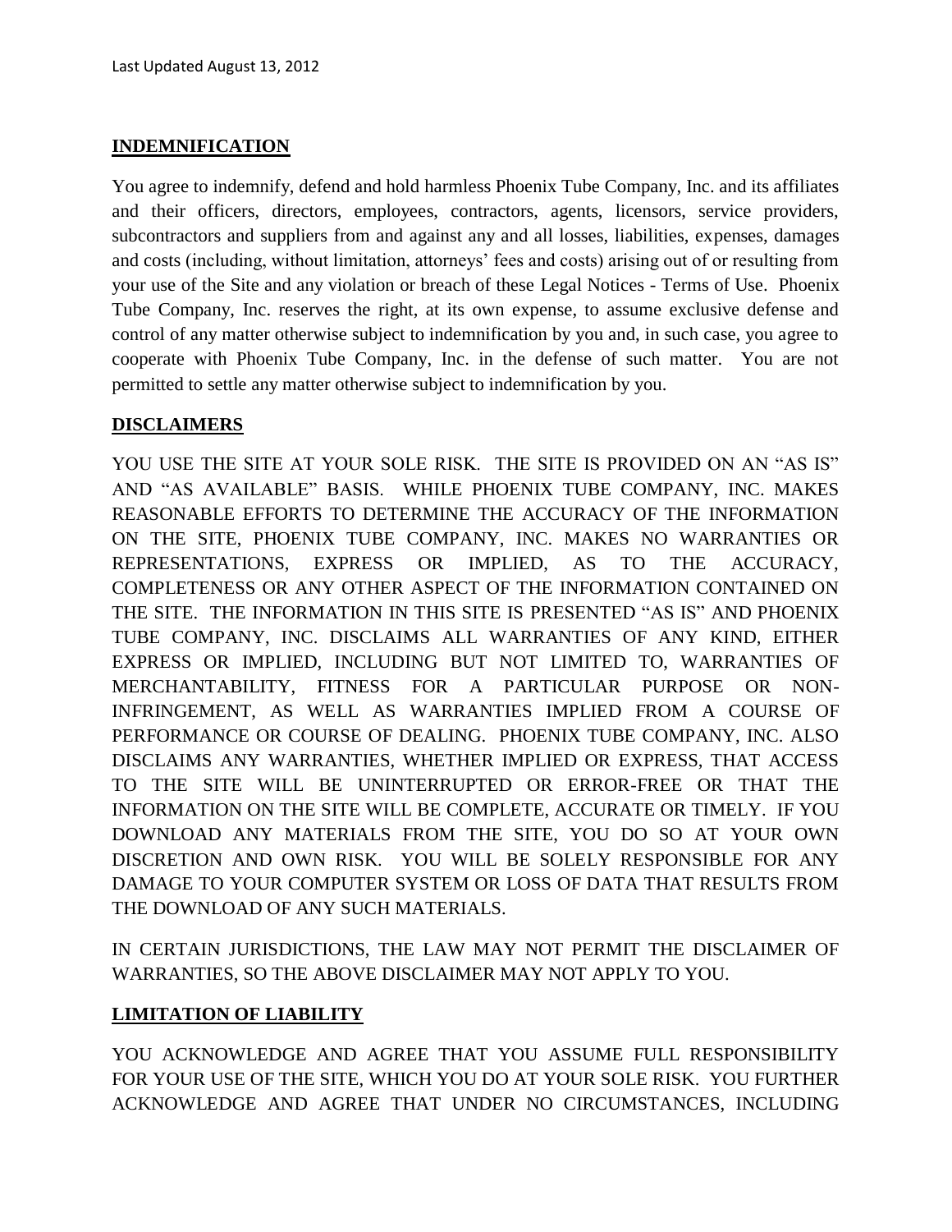## INDEMNIFICATION

You agree to indemnify, defend and hold harmless Phoenix Tube Company, Inc. and its affiliates and their officers, directors, employees, contractors, agents, licensors, service providers, subcontractors and suppliers from and against any and all losses, liabilities, expenses, damages and costs (including, without limitation, attorneys' fees and costs) arising out of or resulting from your use of the Site and any violation or breach of these Legal Notices - Terms of Use. Phoenix Tube Company, Inc. reserves the right, at its own expense, to assume exclusive defense and control of any matter otherwise subject to indemnification by you and, in such case, you agree to cooperate with Phoenix Tube Company, Inc. in the defense of such matter. You are not permitted to settle any matter otherwise subject to indemnification by you.

## DISCLAIMERS

YOU USE THE SITE AT YOUR SOLE RISK. THE SITE IS PROVIDED ON AN "AS IS" AND "AS AVAILABLE" BASIS. WHILE PHOENIX TUBE COMPANY, INC. MAKES REASONABLE EFFORTS TO DETERMINE THE ACCURACY OF THE INFORMATION ON THE SITE, PHOENIX TUBE COMPANY, INC. MAKES NO WARRANTIES OR REPRESENTATIONS, EXPRESS OR IMPLIED, AS TO THE ACCURACY, COMPLETENESS OR ANY OTHER ASPECT OF THE INFORMATION CONTAINED ON THE SITE. THE INFORMATION IN THIS SITE IS PRESENTED "AS IS" AND PHOENIX TUBE COMPANY, INC. DISCLAIMS ALL WARRANTIES OF ANY KIND, EITHER EXPRESS OR IMPLIED, INCLUDING BUT NOT LIMITED TO, WARRANTIES OF MERCHANTABILITY, FITNESS FOR A PARTICULAR PURPOSE OR NON-INFRINGEMENT, AS WELL AS WARRANTIES IMPLIED FROM A COURSE OF PERFORMANCE OR COURSE OF DEALING. PHOENIX TUBE COMPANY, INC. ALSO DISCLAIMS ANY WARRANTIES, WHETHER IMPLIED OR EXPRESS, THAT ACCESS TO THE SITE WILL BE UNINTERRUPTED OR ERROR-FREE OR THAT THE INFORMATION ON THE SITE WILL BE COMPLETE, ACCURATE OR TIMELY. IF YOU DOWNLOAD ANY MATERIALS FROM THE SITE, YOU DO SO AT YOUR OWN DISCRETION AND OWN RISK. YOU WILL BE SOLELY RESPONSIBLE FOR ANY DAMAGE TO YOUR COMPUTER SYSTEM OR LOSS OF DATA THAT RESULTS FROM THE DOWNLOAD OF ANY SUCH MATERIALS.

IN CERTAIN JURISDICTIONS, THE LAW MAY NOT PERMIT THE DISCLAIMER OF WARRANTIES, SO THE ABOVE DISCLAIMER MAY NOT APPLY TO YOU.

## LIMITATION OF LIABILITY

YOU ACKNOWLEDGE AND AGREE THAT YOU ASSUME FULL RESPONSIBILITY FOR YOUR USE OF THE SITE, WHICH YOU DO AT YOUR SOLE RISK. YOU FURTHER ACKNOWLEDGE AND AGREE THAT UNDER NO CIRCUMSTANCES, INCLUDING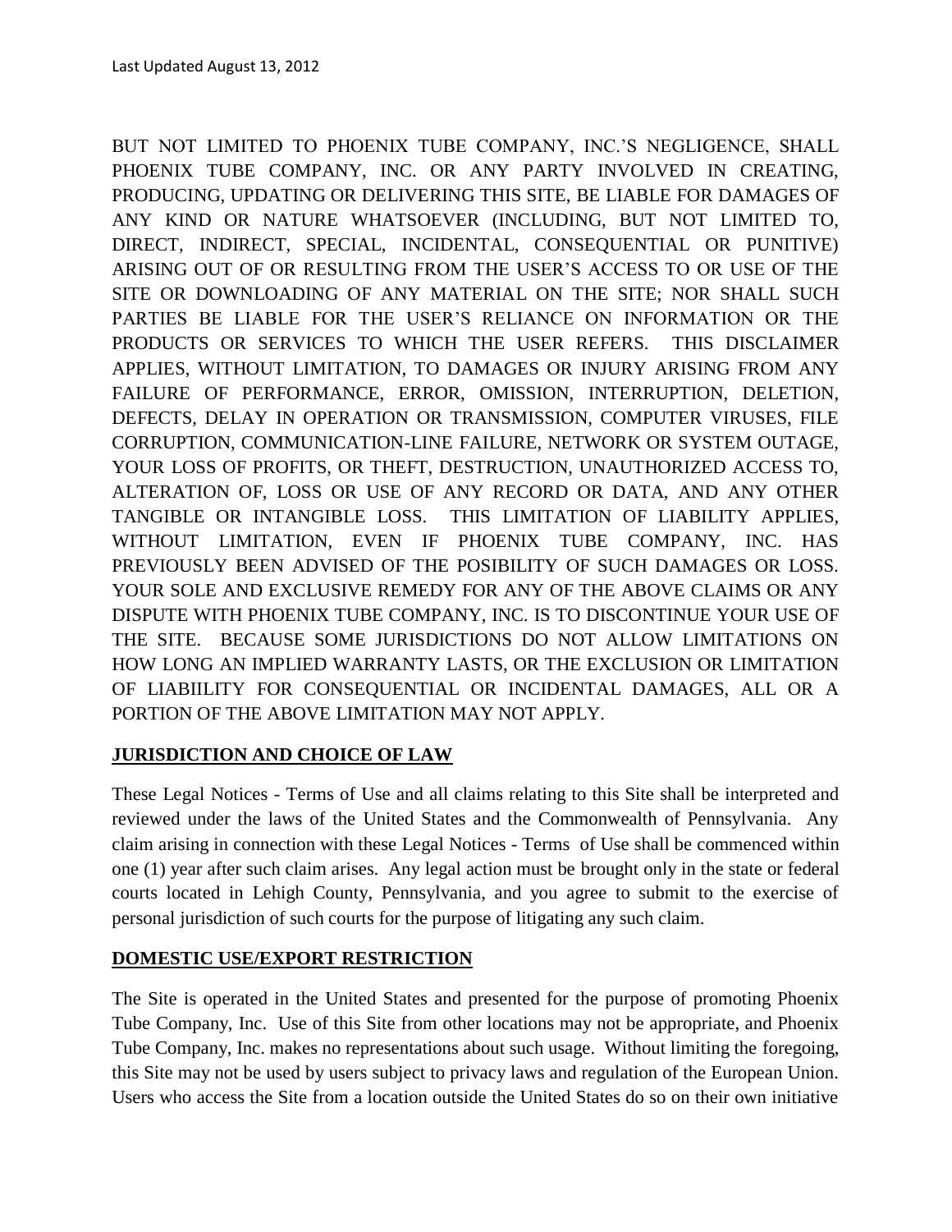BUT NOT LIMITED TO PHOENIX TUBE COMPANY, INC.'S NEGLIGENCE, SHALL PHOENIX TUBE COMPANY, INC. OR ANY PARTY INVOLVED IN CREATING, PRODUCING, UPDATING OR DELIVERING THIS SITE, BE LIABLE FOR DAMAGES OF ANY KIND OR NATURE WHATSOEVER (INCLUDING, BUT NOT LIMITED TO, DIRECT, INDIRECT, SPECIAL, INCIDENTAL, CONSEQUENTIAL OR PUNITIVE) ARISING OUT OF OR RESULTING FROM THE USER'S ACCESS TO OR USE OF THE SITE OR DOWNLOADING OF ANY MATERIAL ON THE SITE; NOR SHALL SUCH PARTIES BE LIABLE FOR THE USER'S RELIANCE ON INFORMATION OR THE PRODUCTS OR SERVICES TO WHICH THE USER REFERS. THIS DISCLAIMER APPLIES, WITHOUT LIMITATION, TO DAMAGES OR INJURY ARISING FROM ANY FAILURE OF PERFORMANCE, ERROR, OMISSION, INTERRUPTION, DELETION, DEFECTS, DELAY IN OPERATION OR TRANSMISSION, COMPUTER VIRUSES, FILE CORRUPTION, COMMUNICATION-LINE FAILURE, NETWORK OR SYSTEM OUTAGE, YOUR LOSS OF PROFITS, OR THEFT, DESTRUCTION, UNAUTHORIZED ACCESS TO, ALTERATION OF, LOSS OR USE OF ANY RECORD OR DATA, AND ANY OTHER TANGIBLE OR INTANGIBLE LOSS. THIS LIMITATION OF LIABILITY APPLIES, WITHOUT LIMITATION, EVEN IF PHOENIX TUBE COMPANY, INC. HAS PREVIOUSLY BEEN ADVISED OF THE POSIBILITY OF SUCH DAMAGES OR LOSS. YOUR SOLE AND EXCLUSIVE REMEDY FOR ANY OF THE ABOVE CLAIMS OR ANY DISPUTE WITH PHOENIX TUBE COMPANY, INC. IS TO DISCONTINUE YOUR USE OF THE SITE. BECAUSE SOME JURISDICTIONS DO NOT ALLOW LIMITATIONS ON HOW LONG AN IMPLIED WARRANTY LASTS, OR THE EXCLUSION OR LIMITATION OF LIABIILITY FOR CONSEQUENTIAL OR INCIDENTAL DAMAGES, ALL OR A PORTION OF THE ABOVE LIMITATION MAY NOT APPLY.

## JURISDICTION AND CHOICE OF LAW

These Legal Notices - Terms of Use and all claims relating to this Site shall be interpreted and reviewed under the laws of the United States and the Commonwealth of Pennsylvania. Any claim arising in connection with these Legal Notices - Terms of Use shall be commenced within one (1) year after such claim arises. Any legal action must be brought only in the state or federal courts located in Lehigh County, Pennsylvania, and you agree to submit to the exercise of personal jurisdiction of such courts for the purpose of litigating any such claim.

## DOMESTIC USE/EXPORT RESTRICTION

The Site is operated in the United States and presented for the purpose of promoting Phoenix Tube Company, Inc. Use of this Site from other locations may not be appropriate, and Phoenix Tube Company, Inc. makes no representations about such usage. Without limiting the foregoing, this Site may not be used by users subject to privacy laws and regulation of the European Union. Users who access the Site from a location outside the United States do so on their own initiative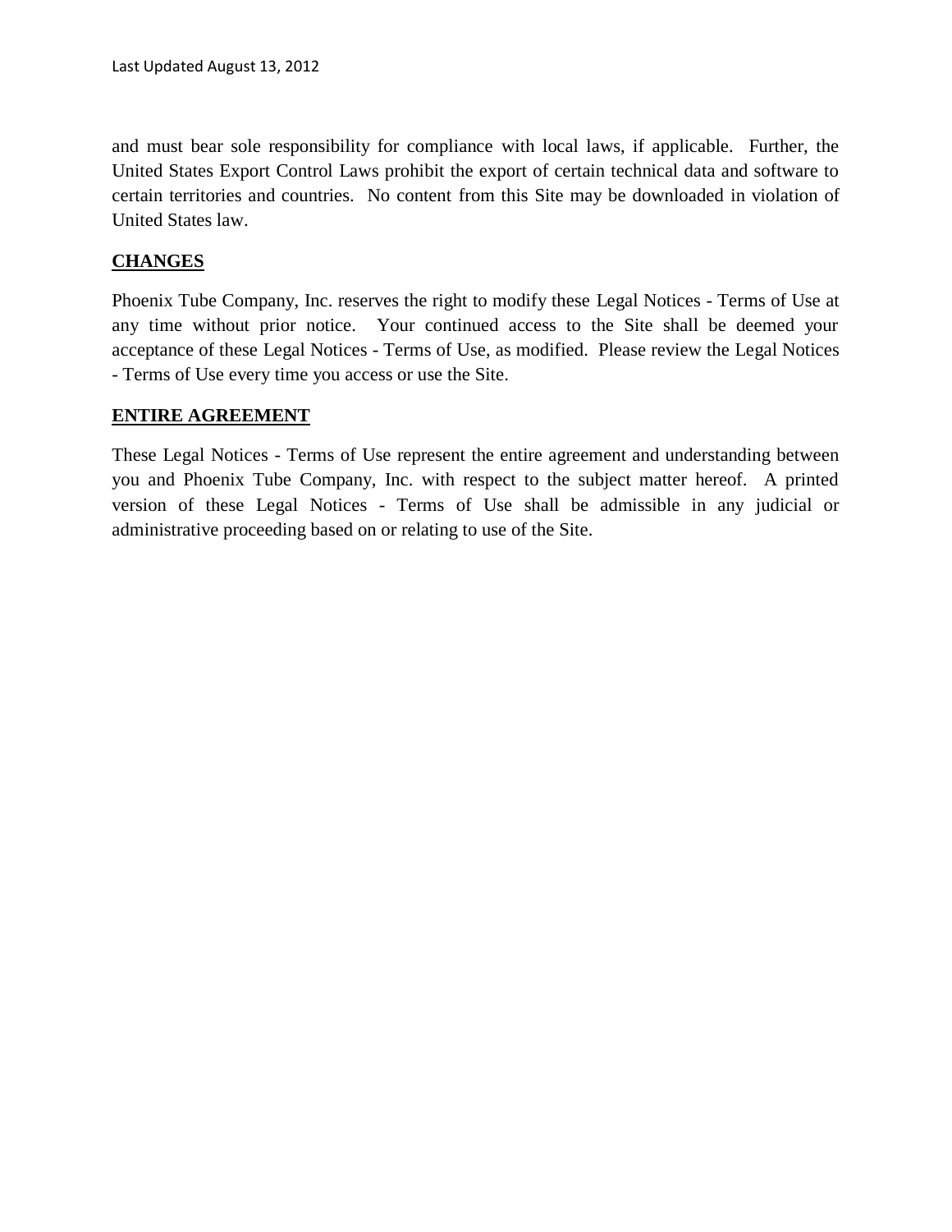and must bear sole responsibility for compliance with local laws, if applicable. Further, the United States Export Control Laws prohibit the export of certain technical data and software to certain territories and countries. No content from this Site may be downloaded in violation of United States law.

## CHANGES

Phoenix Tube Company, Inc. reserves the right to modify these Legal Notices - Terms of Use at any time without prior notice. Your continued access to the Site shall be deemed your acceptance of these Legal Notices - Terms of Use, as modified. Please review the Legal Notices - Terms of Use every time you access or use the Site.

## ENTIRE AGREEMENT

These Legal Notices - Terms of Use represent the entire agreement and understanding between you and Phoenix Tube Company, Inc. with respect to the subject matter hereof. A printed version of these Legal Notices - Terms of Use shall be admissible in any judicial or administrative proceeding based on or relating to use of the Site.